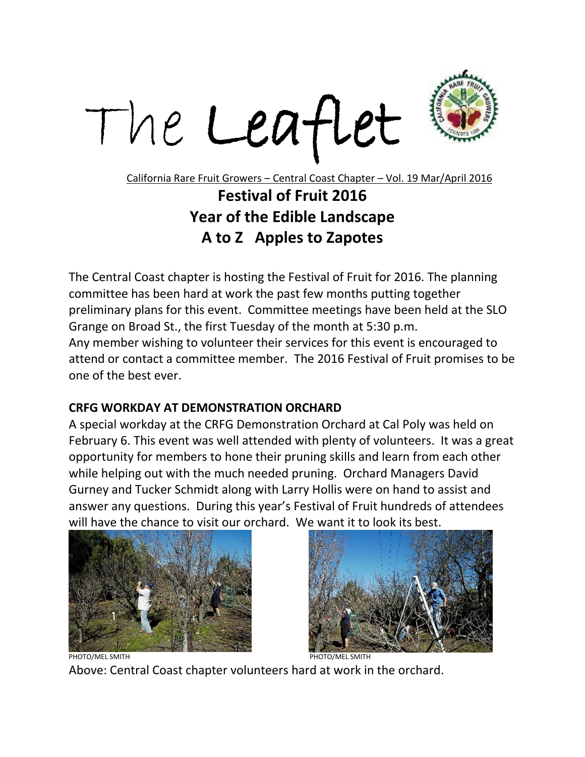# The Leaflet

California Rare Fruit Growers – Central Coast Chapter – Vol. 19 Mar/April 2016

## Festival of Fruit 2016
## Year of the Edible Landscape
## A to Z   Apples to Zapotes

The Central Coast chapter is hosting the Festival of Fruit for 2016. The planning committee has been hard at work the past few months putting together preliminary plans for this event. Committee meetings have been held at the SLO Grange on Broad St., the first Tuesday of the month at 5:30 p.m.
Any member wishing to volunteer their services for this event is encouraged to attend or contact a committee member. The 2016 Festival of Fruit promises to be one of the best ever.

**CRFG WORKDAY AT DEMONSTRATION ORCHARD**

A special workday at the CRFG Demonstration Orchard at Cal Poly was held on February 6. This event was well attended with plenty of volunteers. It was a great opportunity for members to hone their pruning skills and learn from each other while helping out with the much needed pruning. Orchard Managers David Gurney and Tucker Schmidt along with Larry Hollis were on hand to assist and answer any questions. During this year's Festival of Fruit hundreds of attendees will have the chance to visit our orchard. We want it to look its best.

PHOTO/MEL SMITH

PHOTO/MEL SMITH

Above: Central Coast chapter volunteers hard at work in the orchard.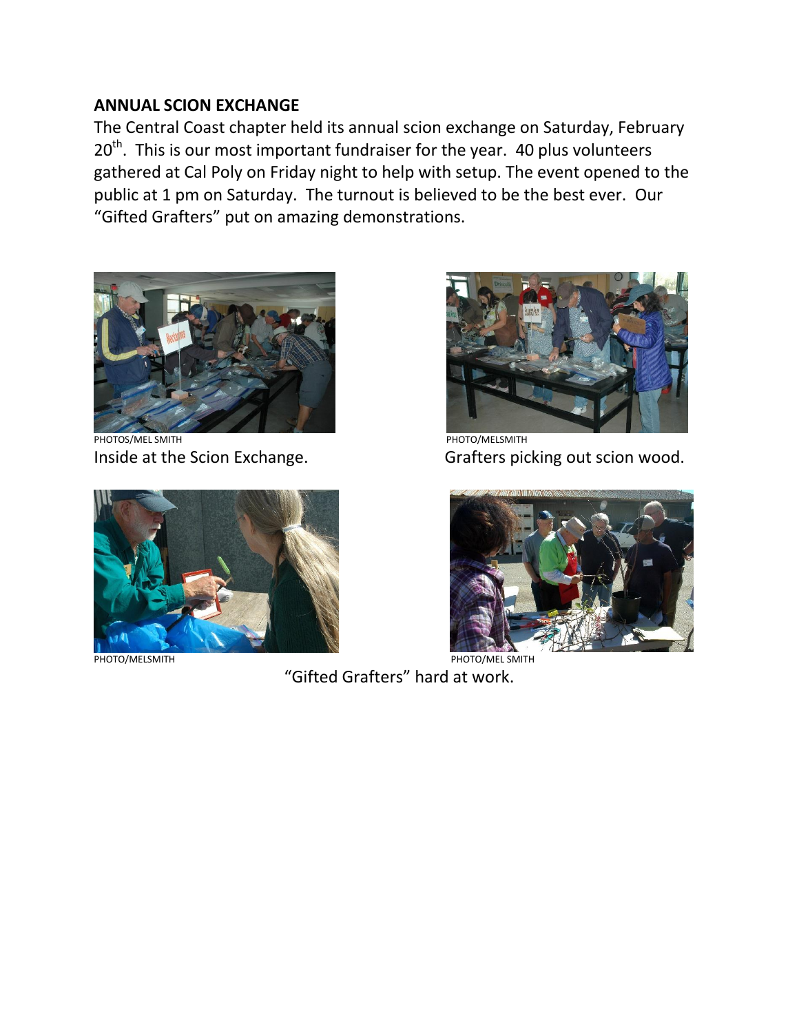## ANNUAL SCION EXCHANGE

The Central Coast chapter held its annual scion exchange on Saturday, February 20th. This is our most important fundraiser for the year. 40 plus volunteers gathered at Cal Poly on Friday night to help with setup. The event opened to the public at 1 pm on Saturday. The turnout is believed to be the best ever. Our "Gifted Grafters" put on amazing demonstrations.

PHOTOS/MEL SMITH

Inside at the Scion Exchange.

PHOTO/MELSMITH

Grafters picking out scion wood.

PHOTO/MELSMITH

PHOTO/MEL SMITH

"Gifted Grafters" hard at work.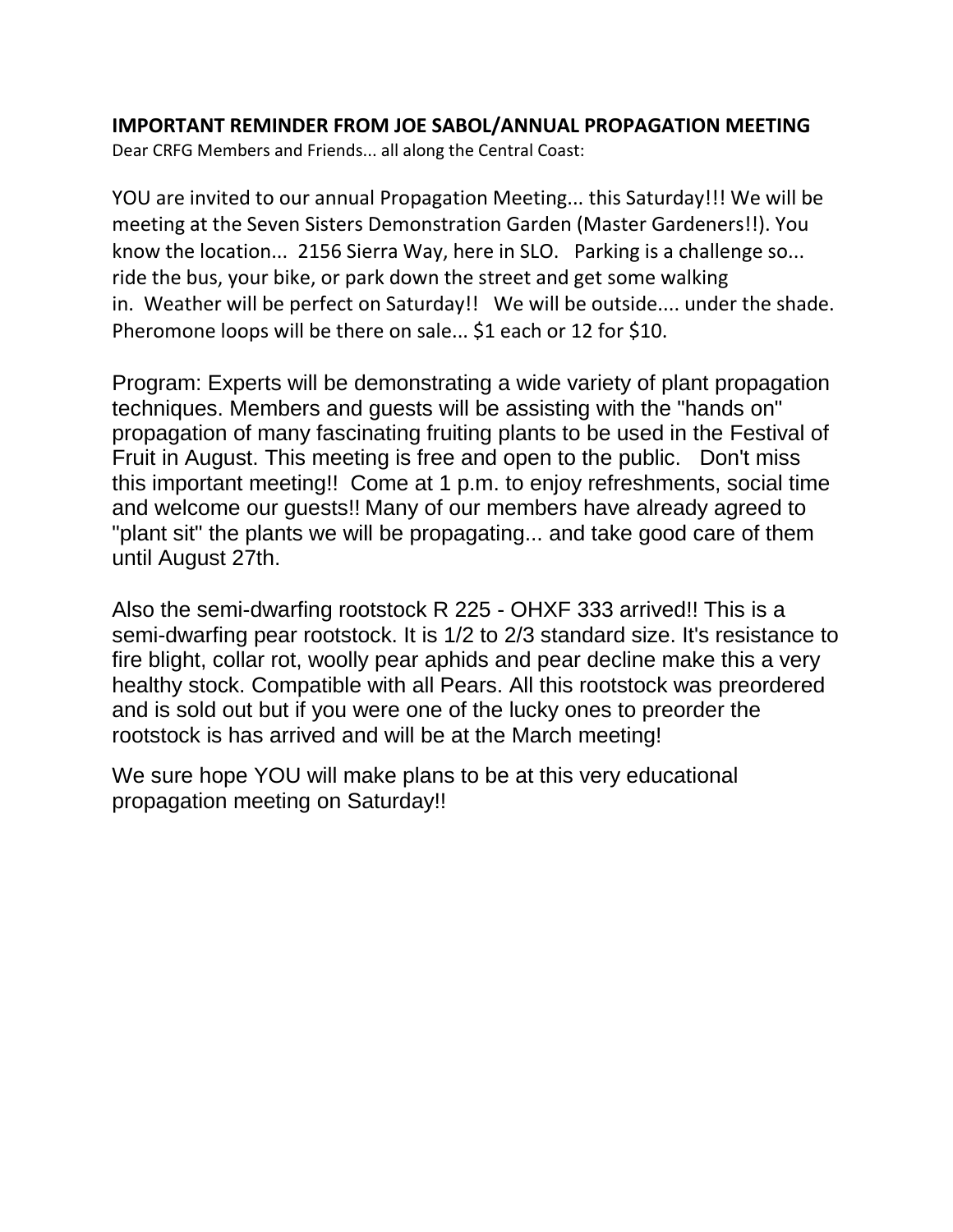**IMPORTANT REMINDER FROM JOE SABOL/ANNUAL PROPAGATION MEETING**

Dear CRFG Members and Friends... all along the Central Coast:

YOU are invited to our annual Propagation Meeting... this Saturday!!! We will be meeting at the Seven Sisters Demonstration Garden (Master Gardeners!!). You know the location... 2156 Sierra Way, here in SLO. Parking is a challenge so... ride the bus, your bike, or park down the street and get some walking in. Weather will be perfect on Saturday!! We will be outside.... under the shade. Pheromone loops will be there on sale... $1 each or 12 for $10.

Program: Experts will be demonstrating a wide variety of plant propagation techniques. Members and guests will be assisting with the "hands on" propagation of many fascinating fruiting plants to be used in the Festival of Fruit in August. This meeting is free and open to the public. Don't miss this important meeting!! Come at 1 p.m. to enjoy refreshments, social time and welcome our guests!! Many of our members have already agreed to "plant sit" the plants we will be propagating... and take good care of them until August 27th.

Also the semi-dwarfing rootstock R 225 - OHXF 333 arrived!! This is a semi-dwarfing pear rootstock. It is 1/2 to 2/3 standard size. It's resistance to fire blight, collar rot, woolly pear aphids and pear decline make this a very healthy stock. Compatible with all Pears. All this rootstock was preordered and is sold out but if you were one of the lucky ones to preorder the rootstock is has arrived and will be at the March meeting!

We sure hope YOU will make plans to be at this very educational propagation meeting on Saturday!!